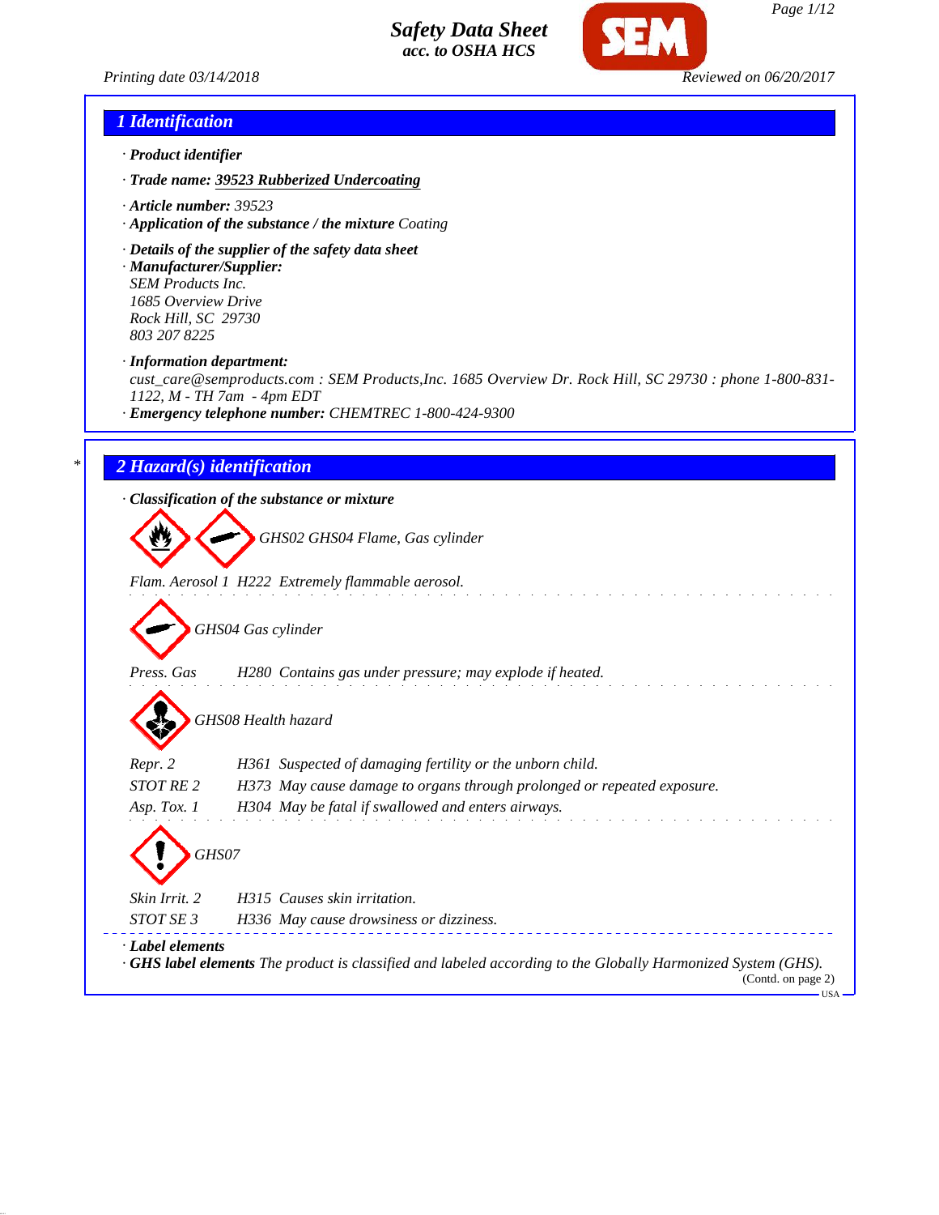# Safety Data Sheet
acc. to OSHA HCS

Printing date 03/14/2018 Reviewed on 06/20/2017

## 1 Identification

· **Product identifier**

· **Trade name: 39523 Rubberized Undercoating**

· **Article number:** 39523

· **Application of the substance / the mixture** Coating

· **Details of the supplier of the safety data sheet**

· **Manufacturer/Supplier:**
SEM Products Inc.
1685 Overview Drive
Rock Hill, SC 29730
803 207 8225

· **Information department:**
cust_care@semproducts.com : SEM Products,Inc. 1685 Overview Dr. Rock Hill, SC 29730 : phone 1-800-831-1122, M - TH 7am - 4pm EDT

· **Emergency telephone number:** CHEMTREC 1-800-424-9300

## 2 Hazard(s) identification

· **Classification of the substance or mixture**

GHS02 GHS04 Flame, Gas cylinder

Flam. Aerosol 1 H222 Extremely flammable aerosol.

GHS04 Gas cylinder

Press. Gas H280 Contains gas under pressure; may explode if heated.

GHS08 Health hazard

Repr. 2 H361 Suspected of damaging fertility or the unborn child.
STOT RE 2 H373 May cause damage to organs through prolonged or repeated exposure.
Asp. Tox. 1 H304 May be fatal if swallowed and enters airways.

GHS07

Skin Irrit. 2 H315 Causes skin irritation.
STOT SE 3 H336 May cause drowsiness or dizziness.

· **Label elements**

· **GHS label elements** The product is classified and labeled according to the Globally Harmonized System (GHS).

(Contd. on page 2)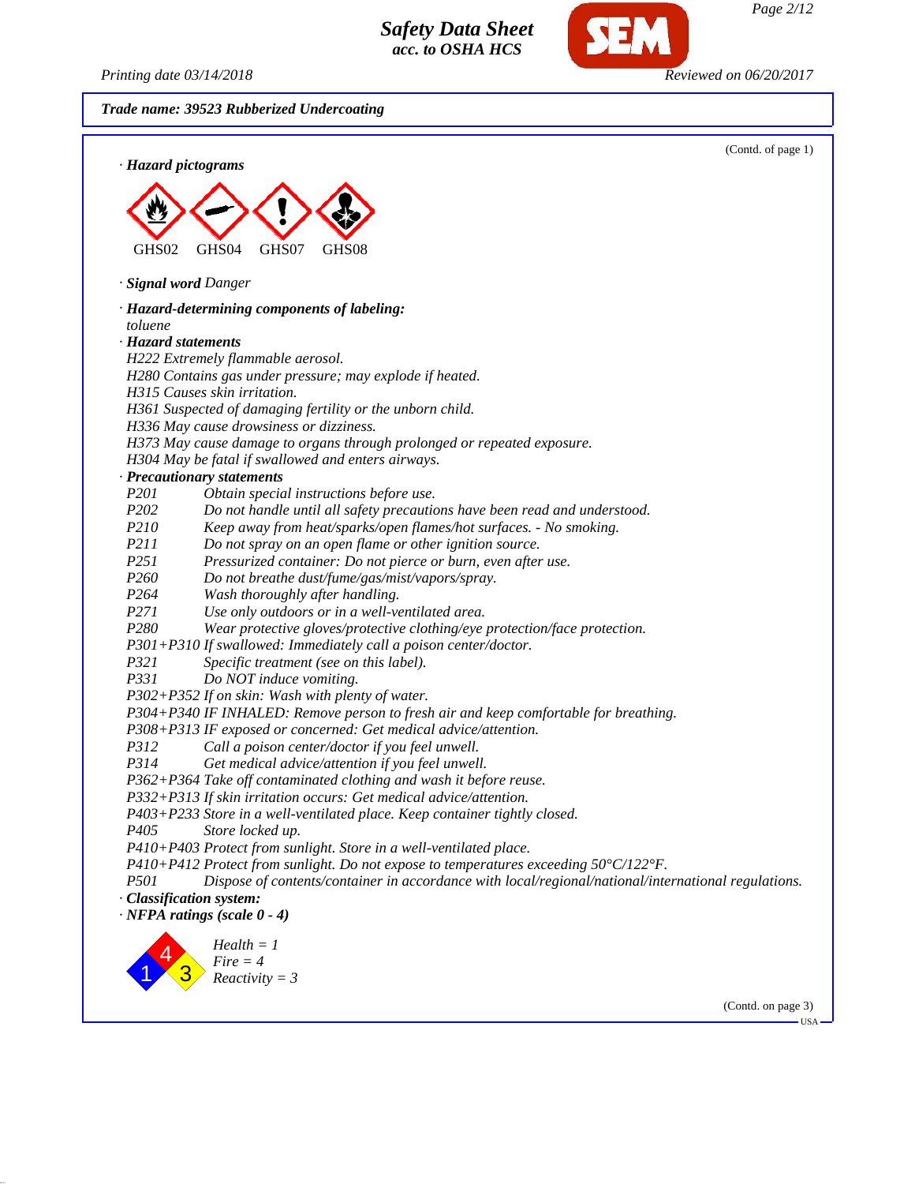*Trade name: 39523 Rubberized Undercoating*

(Contd. of page 1)

· **Hazard pictograms**

GHS02 GHS04 GHS07 GHS08

· **Signal word** Danger

· **Hazard-determining components of labeling:**
toluene

· **Hazard statements**
H222 Extremely flammable aerosol.
H280 Contains gas under pressure; may explode if heated.
H315 Causes skin irritation.
H361 Suspected of damaging fertility or the unborn child.
H336 May cause drowsiness or dizziness.
H373 May cause damage to organs through prolonged or repeated exposure.
H304 May be fatal if swallowed and enters airways.

· **Precautionary statements**

| | |
|---|---|
| P201 | Obtain special instructions before use. |
| P202 | Do not handle until all safety precautions have been read and understood. |
| P210 | Keep away from heat/sparks/open flames/hot surfaces. - No smoking. |
| P211 | Do not spray on an open flame or other ignition source. |
| P251 | Pressurized container: Do not pierce or burn, even after use. |
| P260 | Do not breathe dust/fume/gas/mist/vapors/spray. |
| P264 | Wash thoroughly after handling. |
| P271 | Use only outdoors or in a well-ventilated area. |
| P280 | Wear protective gloves/protective clothing/eye protection/face protection. |
| P301+P310 | If swallowed: Immediately call a poison center/doctor. |
| P321 | Specific treatment (see on this label). |
| P331 | Do NOT induce vomiting. |
| P302+P352 | If on skin: Wash with plenty of water. |
| P304+P340 | IF INHALED: Remove person to fresh air and keep comfortable for breathing. |
| P308+P313 | IF exposed or concerned: Get medical advice/attention. |
| P312 | Call a poison center/doctor if you feel unwell. |
| P314 | Get medical advice/attention if you feel unwell. |
| P362+P364 | Take off contaminated clothing and wash it before reuse. |
| P332+P313 | If skin irritation occurs: Get medical advice/attention. |
| P403+P233 | Store in a well-ventilated place. Keep container tightly closed. |
| P405 | Store locked up. |
| P410+P403 | Protect from sunlight. Store in a well-ventilated place. |
| P410+P412 | Protect from sunlight. Do not expose to temperatures exceeding 50°C/122°F. |
| P501 | Dispose of contents/container in accordance with local/regional/national/international regulations. |

· **Classification system:**

· **NFPA ratings (scale 0 - 4)**

Health = 1
Fire = 4
Reactivity = 3

(Contd. on page 3)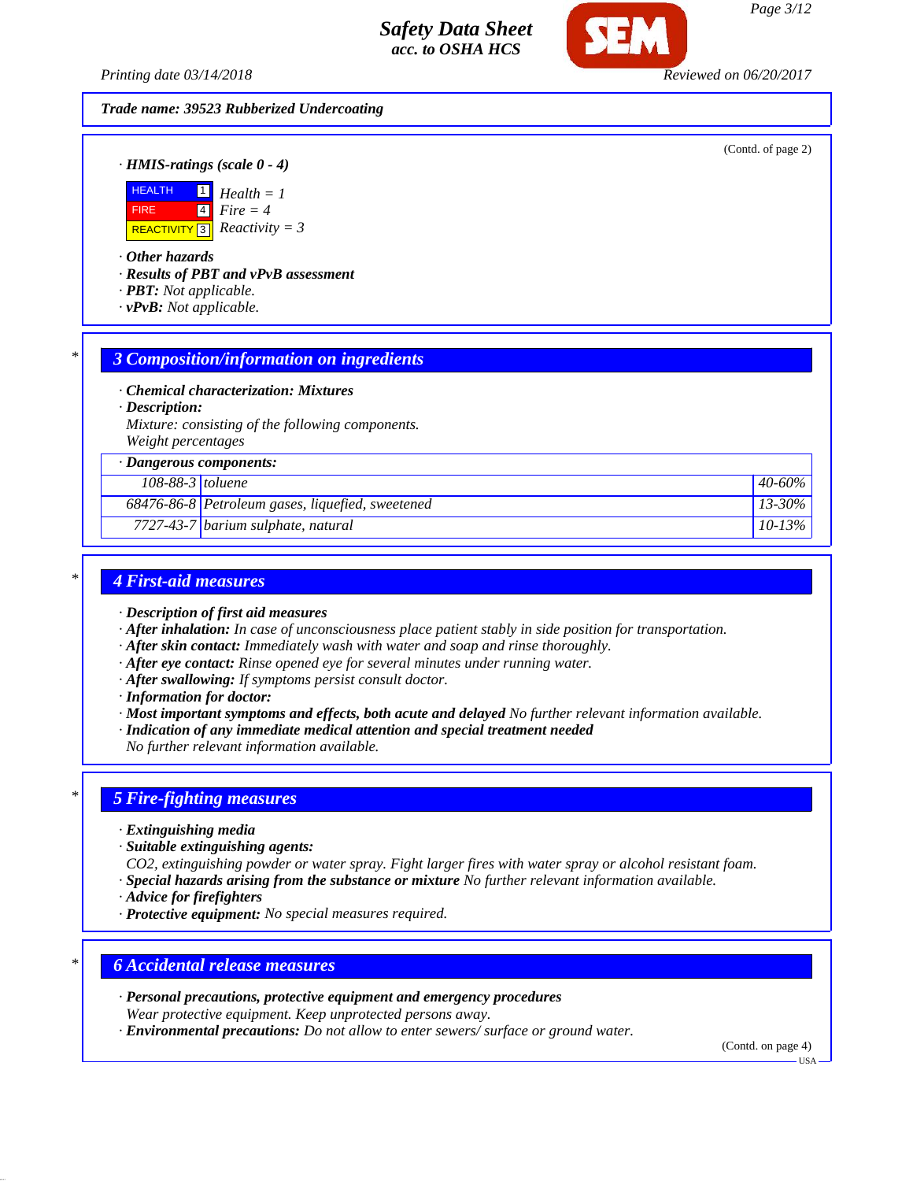(Contd. of page 2)

· **HMIS-ratings (scale 0 - 4)**

| | | |
|---|---|---|
| HEALTH | 1 | Health = 1 |
| FIRE | 4 | Fire = 4 |
| REACTIVITY | 3 | Reactivity = 3 |

· **Other hazards**
· **Results of PBT and vPvB assessment**
· **PBT:** Not applicable.
· **vPvB:** Not applicable.

## 3 Composition/information on ingredients

· **Chemical characterization: Mixtures**
· **Description:**
Mixture: consisting of the following components.
Weight percentages

· **Dangerous components:**

| CAS | Name | % |
|---|---|---|
| 108-88-3 | toluene | 40-60% |
| 68476-86-8 | Petroleum gases, liquefied, sweetened | 13-30% |
| 7727-43-7 | barium sulphate, natural | 10-13% |

## 4 First-aid measures

· **Description of first aid measures**
· **After inhalation:** In case of unconsciousness place patient stably in side position for transportation.
· **After skin contact:** Immediately wash with water and soap and rinse thoroughly.
· **After eye contact:** Rinse opened eye for several minutes under running water.
· **After swallowing:** If symptoms persist consult doctor.
· **Information for doctor:**
· **Most important symptoms and effects, both acute and delayed** No further relevant information available.
· **Indication of any immediate medical attention and special treatment needed**
No further relevant information available.

## 5 Fire-fighting measures

· **Extinguishing media**
· **Suitable extinguishing agents:**
CO2, extinguishing powder or water spray. Fight larger fires with water spray or alcohol resistant foam.
· **Special hazards arising from the substance or mixture** No further relevant information available.
· **Advice for firefighters**
· **Protective equipment:** No special measures required.

## 6 Accidental release measures

· **Personal precautions, protective equipment and emergency procedures**
Wear protective equipment. Keep unprotected persons away.
· **Environmental precautions:** Do not allow to enter sewers/ surface or ground water.

(Contd. on page 4)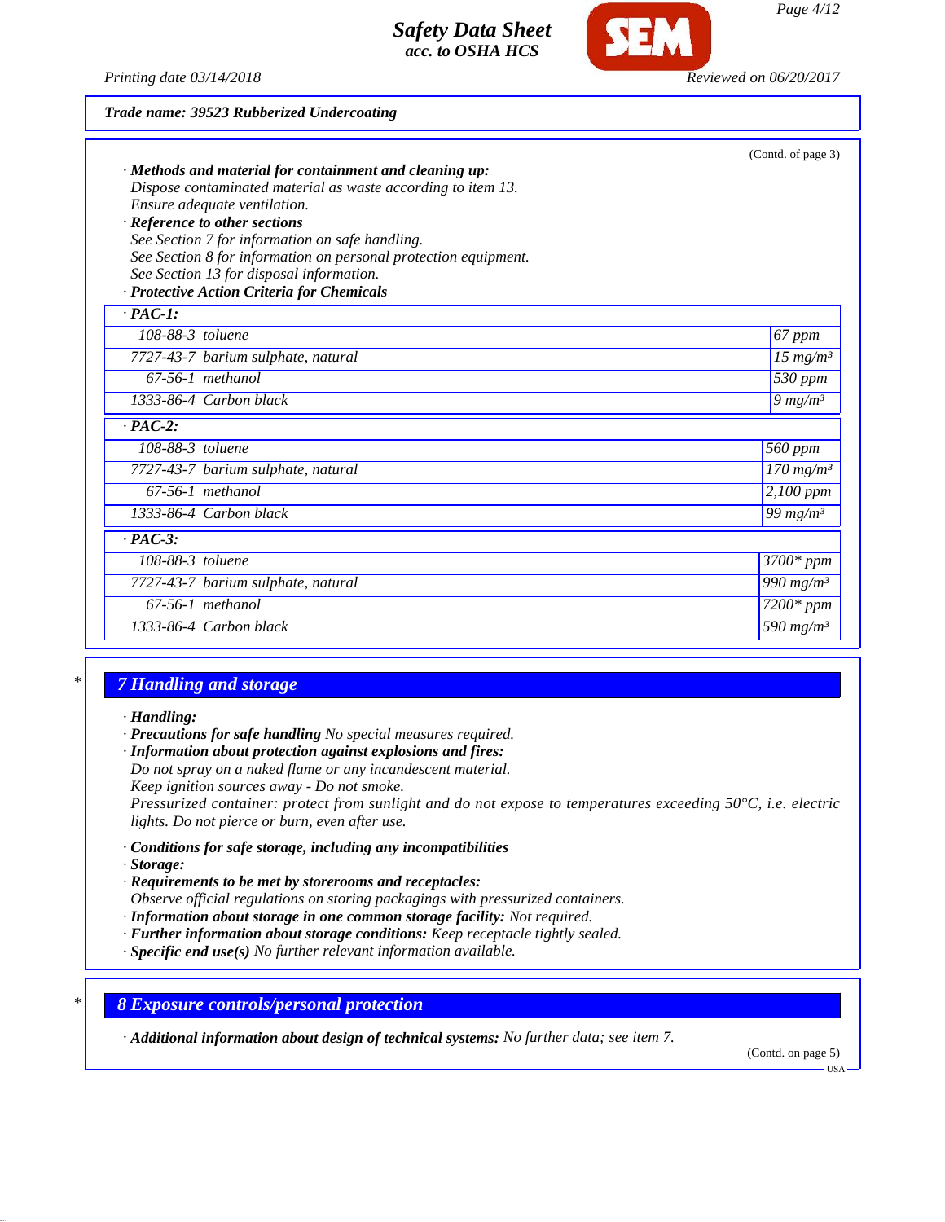(Contd. of page 3)

· **Methods and material for containment and cleaning up:**
Dispose contaminated material as waste according to item 13.
Ensure adequate ventilation.
· **Reference to other sections**
See Section 7 for information on safe handling.
See Section 8 for information on personal protection equipment.
See Section 13 for disposal information.
· **Protective Action Criteria for Chemicals**

| · **PAC-1:** | | |
|---|---|---|
| 108-88-3 | toluene | 67 ppm |
| 7727-43-7 | barium sulphate, natural | 15 mg/m³ |
| 67-56-1 | methanol | 530 ppm |
| 1333-86-4 | Carbon black | 9 mg/m³ |

| · **PAC-2:** | | |
|---|---|---|
| 108-88-3 | toluene | 560 ppm |
| 7727-43-7 | barium sulphate, natural | 170 mg/m³ |
| 67-56-1 | methanol | 2,100 ppm |
| 1333-86-4 | Carbon black | 99 mg/m³ |

| · **PAC-3:** | | |
|---|---|---|
| 108-88-3 | toluene | 3700* ppm |
| 7727-43-7 | barium sulphate, natural | 990 mg/m³ |
| 67-56-1 | methanol | 7200* ppm |
| 1333-86-4 | Carbon black | 590 mg/m³ |

\*

## 7 Handling and storage

· **Handling:**
· **Precautions for safe handling** No special measures required.
· **Information about protection against explosions and fires:**
Do not spray on a naked flame or any incandescent material.
Keep ignition sources away - Do not smoke.
Pressurized container: protect from sunlight and do not expose to temperatures exceeding 50°C, i.e. electric lights. Do not pierce or burn, even after use.

· **Conditions for safe storage, including any incompatibilities**
· **Storage:**
· **Requirements to be met by storerooms and receptacles:**
Observe official regulations on storing packagings with pressurized containers.
· **Information about storage in one common storage facility:** Not required.
· **Further information about storage conditions:** Keep receptacle tightly sealed.
· **Specific end use(s)** No further relevant information available.

\*

## 8 Exposure controls/personal protection

· **Additional information about design of technical systems:** No further data; see item 7.

(Contd. on page 5)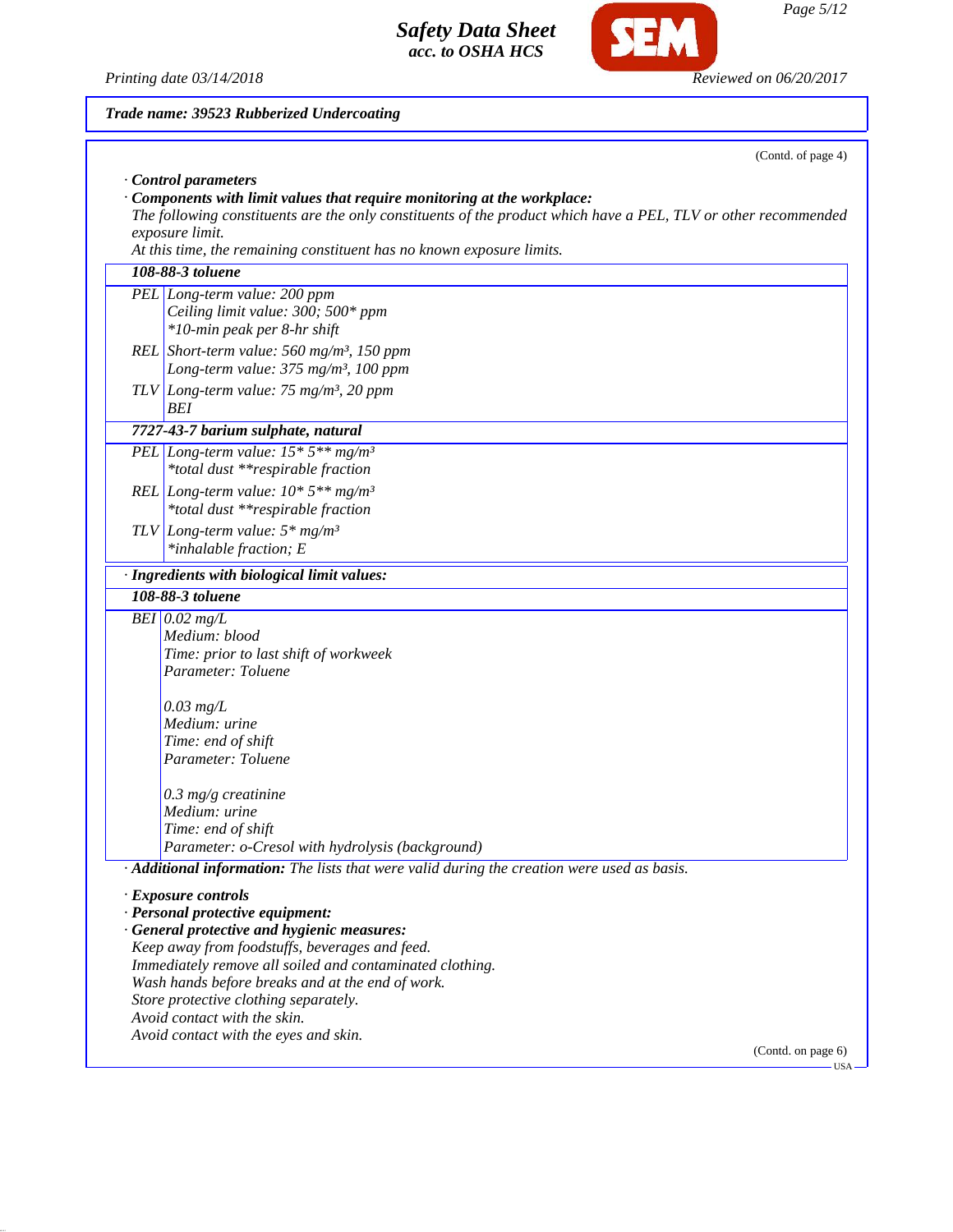**Trade name: 39523 Rubberized Undercoating**

(Contd. of page 4)

· **Control parameters**

· **Components with limit values that require monitoring at the workplace:**

*The following constituents are the only constituents of the product which have a PEL, TLV or other recommended exposure limit.*

*At this time, the remaining constituent has no known exposure limits.*

| **108-88-3 toluene** | |
|---|---|
| PEL | Long-term value: 200 ppm<br>Ceiling limit value: 300; 500* ppm<br>*10-min peak per 8-hr shift |
| REL | Short-term value: 560 mg/m³, 150 ppm<br>Long-term value: 375 mg/m³, 100 ppm |
| TLV | Long-term value: 75 mg/m³, 20 ppm<br>BEI |
| **7727-43-7 barium sulphate, natural** | |
| PEL | Long-term value: 15* 5** mg/m³<br>*total dust **respirable fraction |
| REL | Long-term value: 10* 5** mg/m³<br>*total dust **respirable fraction |
| TLV | Long-term value: 5* mg/m³<br>*inhalable fraction; E |

· **Ingredients with biological limit values:**

| **108-88-3 toluene** | |
|---|---|
| BEI | 0.02 mg/L<br>Medium: blood<br>Time: prior to last shift of workweek<br>Parameter: Toluene<br><br>0.03 mg/L<br>Medium: urine<br>Time: end of shift<br>Parameter: Toluene<br><br>0.3 mg/g creatinine<br>Medium: urine<br>Time: end of shift<br>Parameter: o-Cresol with hydrolysis (background) |

· **Additional information:** *The lists that were valid during the creation were used as basis.*

· **Exposure controls**

· **Personal protective equipment:**

· **General protective and hygienic measures:**

*Keep away from foodstuffs, beverages and feed.*
*Immediately remove all soiled and contaminated clothing.*
*Wash hands before breaks and at the end of work.*
*Store protective clothing separately.*
*Avoid contact with the skin.*
*Avoid contact with the eyes and skin.*

(Contd. on page 6)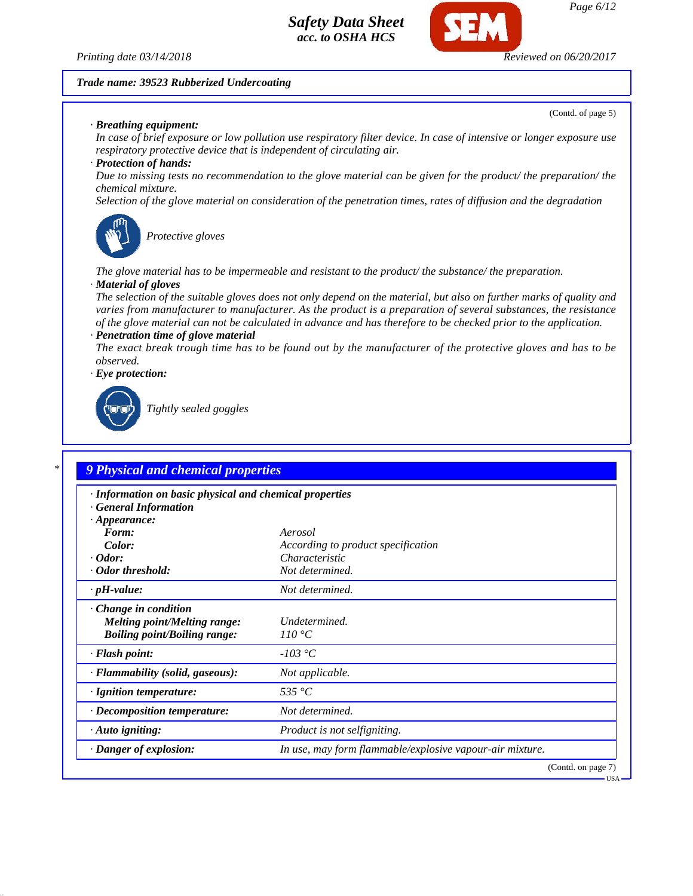**Trade name: 39523 Rubberized Undercoating**

(Contd. of page 5)

· **Breathing equipment:**
In case of brief exposure or low pollution use respiratory filter device. In case of intensive or longer exposure use respiratory protective device that is independent of circulating air.

· **Protection of hands:**
Due to missing tests no recommendation to the glove material can be given for the product/ the preparation/ the chemical mixture.
Selection of the glove material on consideration of the penetration times, rates of diffusion and the degradation

Protective gloves

The glove material has to be impermeable and resistant to the product/ the substance/ the preparation.

· **Material of gloves**
The selection of the suitable gloves does not only depend on the material, but also on further marks of quality and varies from manufacturer to manufacturer. As the product is a preparation of several substances, the resistance of the glove material can not be calculated in advance and has therefore to be checked prior to the application.

· **Penetration time of glove material**
The exact break trough time has to be found out by the manufacturer of the protective gloves and has to be observed.

· **Eye protection:**

Tightly sealed goggles

## 9 Physical and chemical properties

| · **Information on basic physical and chemical properties** | |
|---|---|
| · **General Information** | |
| · **Appearance:** | |
| **Form:** | Aerosol |
| **Color:** | According to product specification |
| · **Odor:** | Characteristic |
| · **Odor threshold:** | Not determined. |
| · **pH-value:** | Not determined. |
| · **Change in condition** | |
| **Melting point/Melting range:** | Undetermined. |
| **Boiling point/Boiling range:** | 110 °C |
| · **Flash point:** | -103 °C |
| · **Flammability (solid, gaseous):** | Not applicable. |
| · **Ignition temperature:** | 535 °C |
| · **Decomposition temperature:** | Not determined. |
| · **Auto igniting:** | Product is not selfigniting. |
| · **Danger of explosion:** | In use, may form flammable/explosive vapour-air mixture. |

(Contd. on page 7)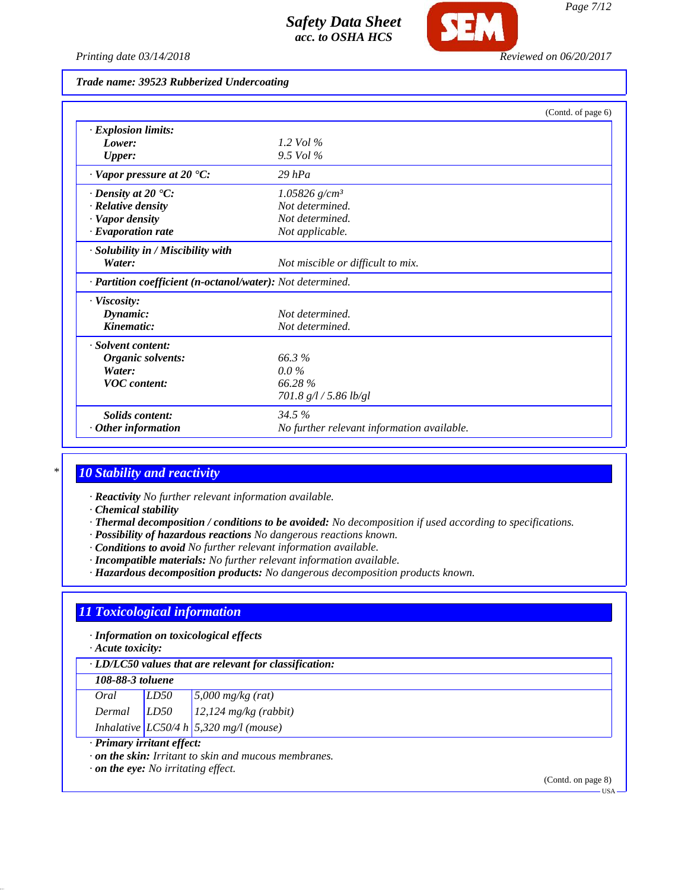Trade name: 39523 Rubberized Undercoating

(Contd. of page 6)

| | |
|---|---|
| · **Explosion limits:** | |
| **Lower:** | 1.2 Vol % |
| **Upper:** | 9.5 Vol % |
| · **Vapor pressure at 20 °C:** | 29 hPa |
| · **Density at 20 °C:** | 1.05826 g/cm³ |
| · **Relative density** | Not determined. |
| · **Vapor density** | Not determined. |
| · **Evaporation rate** | Not applicable. |
| · **Solubility in / Miscibility with** | |
| **Water:** | Not miscible or difficult to mix. |
| · **Partition coefficient (n-octanol/water):** | Not determined. |
| · **Viscosity:** | |
| **Dynamic:** | Not determined. |
| **Kinematic:** | Not determined. |
| · **Solvent content:** | |
| **Organic solvents:** | 66.3 % |
| **Water:** | 0.0 % |
| **VOC content:** | 66.28 % |
| | 701.8 g/l / 5.86 lb/gl |
| **Solids content:** | 34.5 % |
| · **Other information** | No further relevant information available. |

## 10 Stability and reactivity

· **Reactivity** No further relevant information available.
· **Chemical stability**
· **Thermal decomposition / conditions to be avoided:** No decomposition if used according to specifications.
· **Possibility of hazardous reactions** No dangerous reactions known.
· **Conditions to avoid** No further relevant information available.
· **Incompatible materials:** No further relevant information available.
· **Hazardous decomposition products:** No dangerous decomposition products known.

## 11 Toxicological information

· **Information on toxicological effects**
· **Acute toxicity:**

| · **LD/LC50 values that are relevant for classification:** | | |
|---|---|---|
| **108-88-3 toluene** | | |
| Oral | LD50 | 5,000 mg/kg (rat) |
| Dermal | LD50 | 12,124 mg/kg (rabbit) |
| Inhalative | LC50/4 h | 5,320 mg/l (mouse) |

· **Primary irritant effect:**
· **on the skin:** Irritant to skin and mucous membranes.
· **on the eye:** No irritating effect.

(Contd. on page 8)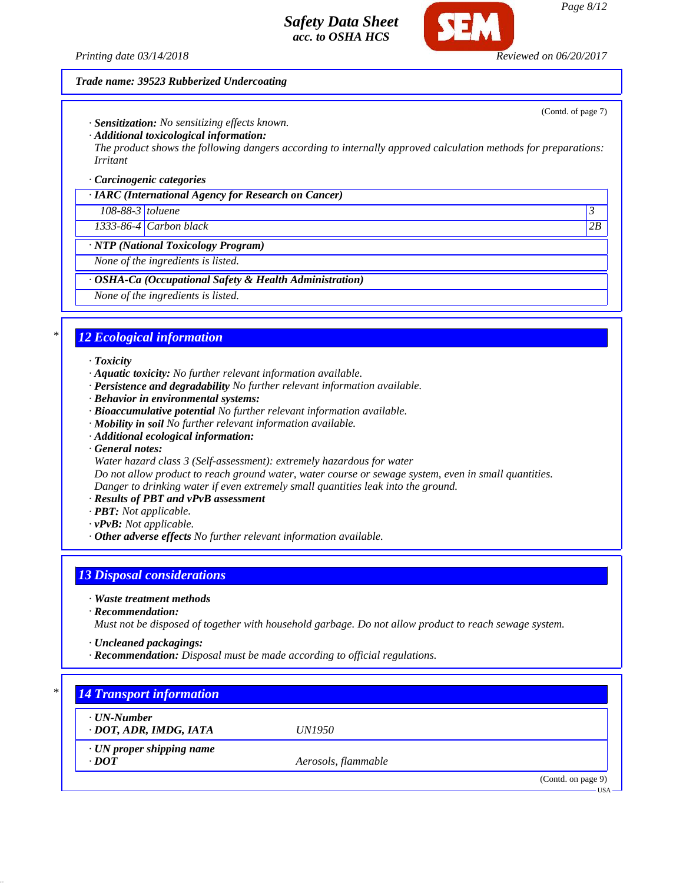**Trade name: 39523 Rubberized Undercoating**

(Contd. of page 7)

· **Sensitization:** No sensitizing effects known.
· **Additional toxicological information:**
The product shows the following dangers according to internally approved calculation methods for preparations:
Irritant

· **Carcinogenic categories**

| · IARC (International Agency for Research on Cancer) | | |
|---|---|---|
| 108-88-3 | toluene | 3 |
| 1333-86-4 | Carbon black | 2B |

| · NTP (National Toxicology Program) |
|---|
| None of the ingredients is listed. |

| · OSHA-Ca (Occupational Safety & Health Administration) |
|---|
| None of the ingredients is listed. |

## 12 Ecological information

· **Toxicity**
· **Aquatic toxicity:** No further relevant information available.
· **Persistence and degradability** No further relevant information available.
· **Behavior in environmental systems:**
· **Bioaccumulative potential** No further relevant information available.
· **Mobility in soil** No further relevant information available.
· **Additional ecological information:**
· **General notes:**
Water hazard class 3 (Self-assessment): extremely hazardous for water
Do not allow product to reach ground water, water course or sewage system, even in small quantities.
Danger to drinking water if even extremely small quantities leak into the ground.
· **Results of PBT and vPvB assessment**
· **PBT:** Not applicable.
· **vPvB:** Not applicable.
· **Other adverse effects** No further relevant information available.

## 13 Disposal considerations

· **Waste treatment methods**
· **Recommendation:**
Must not be disposed of together with household garbage. Do not allow product to reach sewage system.

· **Uncleaned packagings:**
· **Recommendation:** Disposal must be made according to official regulations.

## 14 Transport information

| | |
|---|---|
| · **UN-Number**<br>· **DOT, ADR, IMDG, IATA** | UN1950 |
| · **UN proper shipping name**<br>· **DOT** | Aerosols, flammable |

(Contd. on page 9)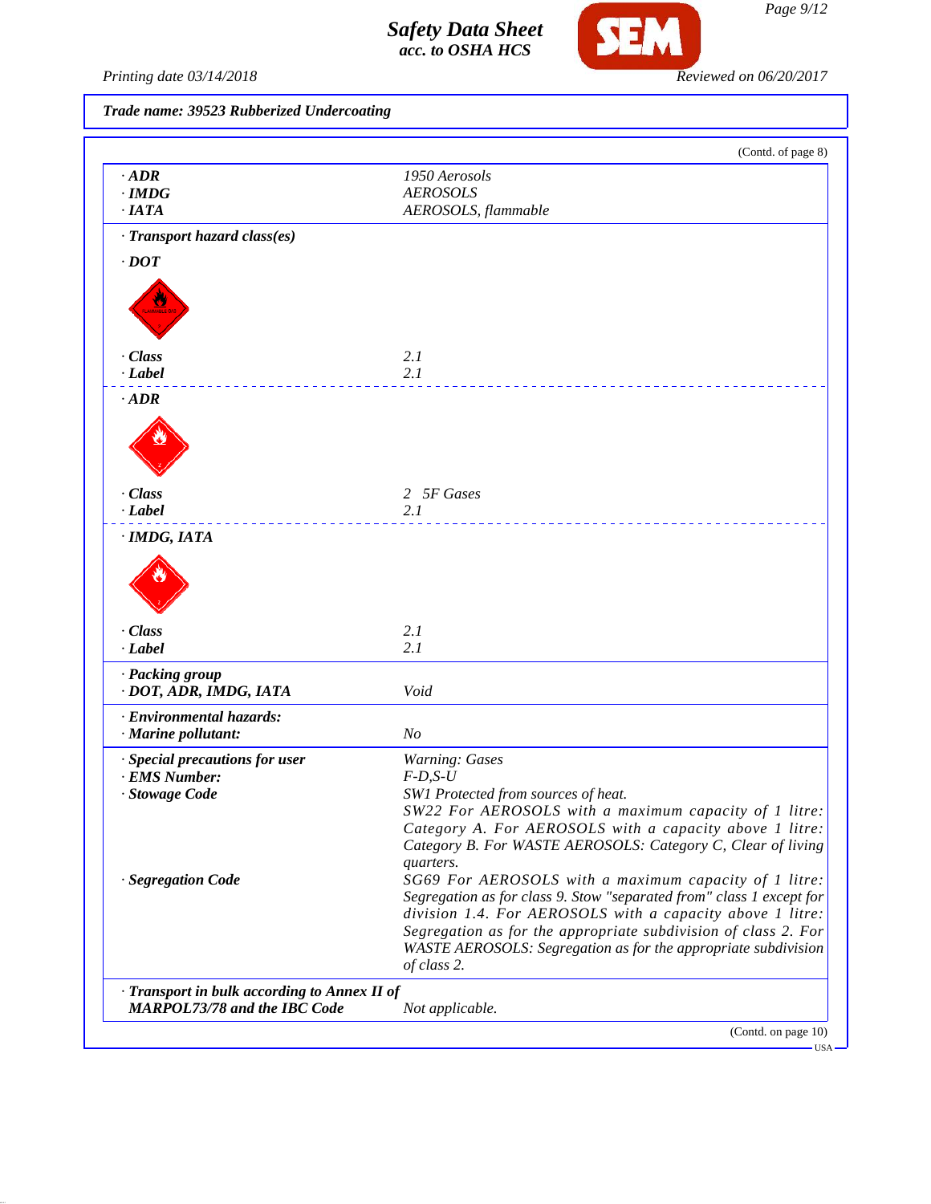**Trade name: 39523 Rubberized Undercoating**

(Contd. of page 8)

| | |
|---|---|
| · **ADR** | 1950 Aerosols |
| · **IMDG** | AEROSOLS |
| · **IATA** | AEROSOLS, flammable |

· **Transport hazard class(es)**

· **DOT**

| | |
|---|---|
| · **Class** | 2.1 |
| · **Label** | 2.1 |

· **ADR**

| | |
|---|---|
| · **Class** | 2 5F Gases |
| · **Label** | 2.1 |

· **IMDG, IATA**

| | |
|---|---|
| · **Class** | 2.1 |
| · **Label** | 2.1 |

| | |
|---|---|
| · **Packing group** | |
| · **DOT, ADR, IMDG, IATA** | Void |
| · **Environmental hazards:** | |
| · **Marine pollutant:** | No |
| · **Special precautions for user** | Warning: Gases |
| · **EMS Number:** | F-D,S-U |
| · **Stowage Code** | SW1 Protected from sources of heat. SW22 For AEROSOLS with a maximum capacity of 1 litre: Category A. For AEROSOLS with a capacity above 1 litre: Category B. For WASTE AEROSOLS: Category C, Clear of living quarters. |
| · **Segregation Code** | SG69 For AEROSOLS with a maximum capacity of 1 litre: Segregation as for class 9. Stow "separated from" class 1 except for division 1.4. For AEROSOLS with a capacity above 1 litre: Segregation as for the appropriate subdivision of class 2. For WASTE AEROSOLS: Segregation as for the appropriate subdivision of class 2. |
| · **Transport in bulk according to Annex II of MARPOL73/78 and the IBC Code** | Not applicable. |

(Contd. on page 10)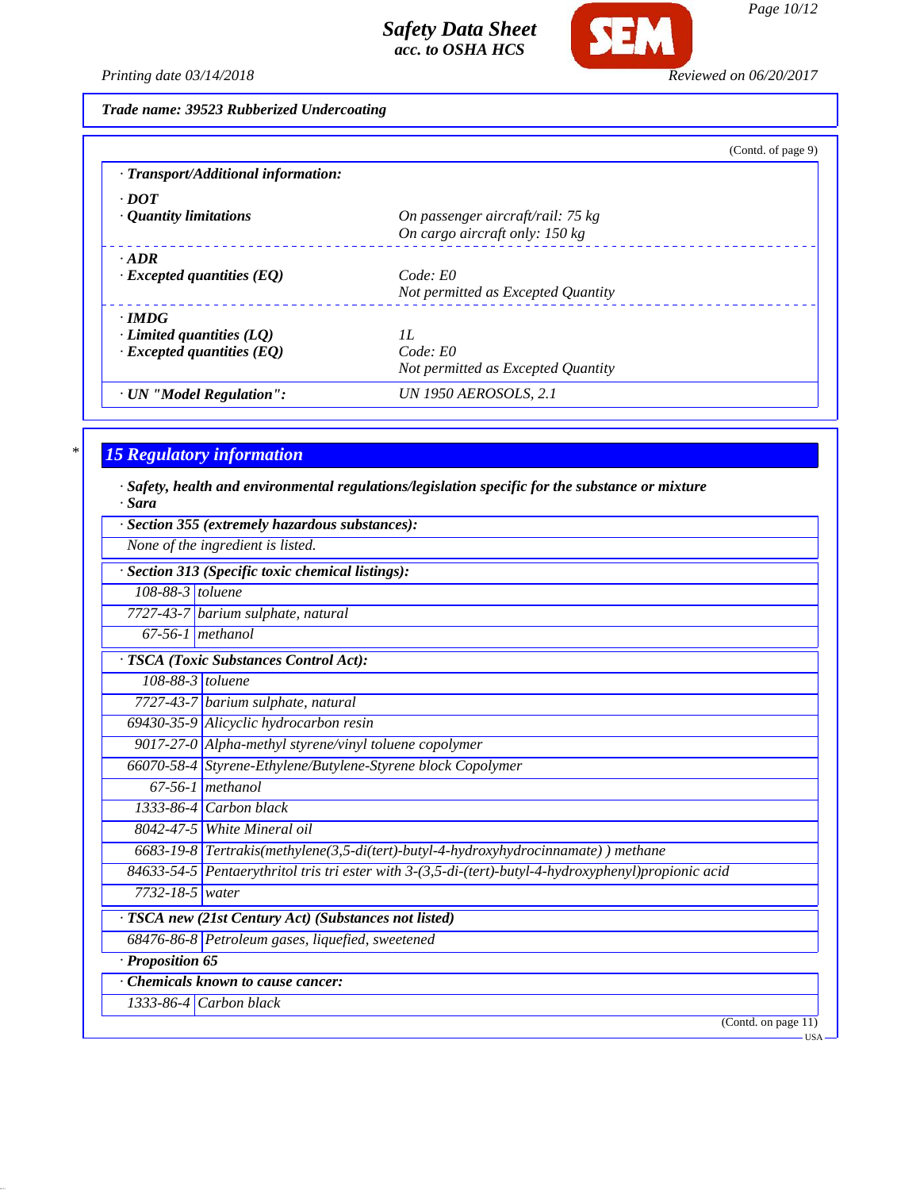**Trade name: 39523 Rubberized Undercoating**

(Contd. of page 9)

**· Transport/Additional information:**

| | |
|---|---|
| **· DOT** | |
| **· Quantity limitations** | On passenger aircraft/rail: 75 kg<br>On cargo aircraft only: 150 kg |
| **· ADR** | |
| **· Excepted quantities (EQ)** | Code: E0<br>Not permitted as Excepted Quantity |
| **· IMDG** | |
| **· Limited quantities (LQ)** | 1L |
| **· Excepted quantities (EQ)** | Code: E0<br>Not permitted as Excepted Quantity |
| **· UN "Model Regulation":** | UN 1950 AEROSOLS, 2.1 |

## 15 Regulatory information

**· Safety, health and environmental regulations/legislation specific for the substance or mixture**

**· Sara**

**· Section 355 (extremely hazardous substances):**

None of the ingredient is listed.

**· Section 313 (Specific toxic chemical listings):**

| | |
|---|---|
| 108-88-3 | toluene |
| 7727-43-7 | barium sulphate, natural |
| 67-56-1 | methanol |

**· TSCA (Toxic Substances Control Act):**

| | |
|---|---|
| 108-88-3 | toluene |
| 7727-43-7 | barium sulphate, natural |
| 69430-35-9 | Alicyclic hydrocarbon resin |
| 9017-27-0 | Alpha-methyl styrene/vinyl toluene copolymer |
| 66070-58-4 | Styrene-Ethylene/Butylene-Styrene block Copolymer |
| 67-56-1 | methanol |
| 1333-86-4 | Carbon black |
| 8042-47-5 | White Mineral oil |
| 6683-19-8 | Tetrakis(methylene(3,5-di(tert)-butyl-4-hydroxyhydrocinnamate) ) methane |
| 84633-54-5 | Pentaerythritol tris tri ester with 3-(3,5-di-(tert)-butyl-4-hydroxyphenyl)propionic acid |
| 7732-18-5 | water |

**· TSCA new (21st Century Act) (Substances not listed)**

| | |
|---|---|
| 68476-86-8 | Petroleum gases, liquefied, sweetened |

**· Proposition 65**

**· Chemicals known to cause cancer:**

| | |
|---|---|
| 1333-86-4 | Carbon black |

(Contd. on page 11)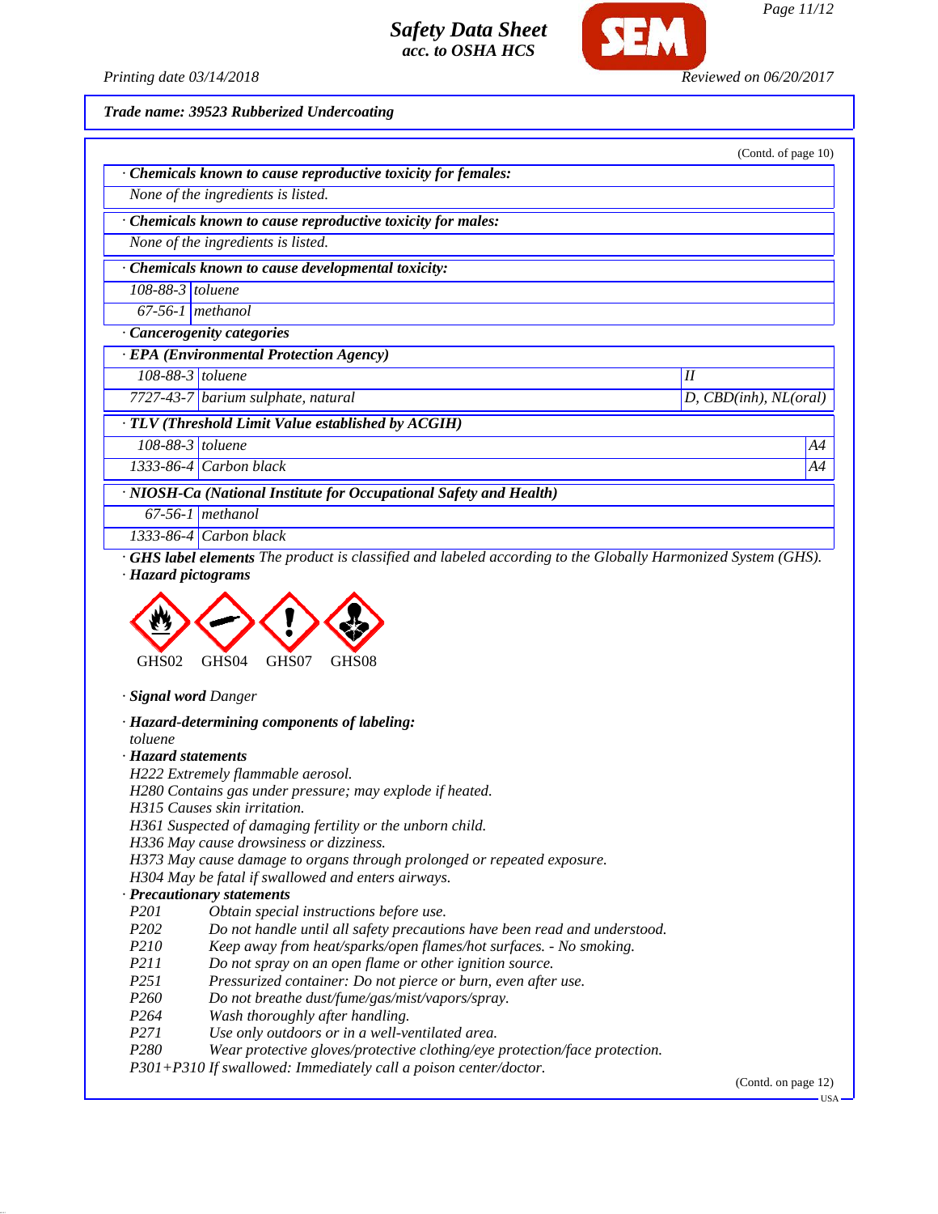**Trade name: 39523 Rubberized Undercoating**

(Contd. of page 10)

**· Chemicals known to cause reproductive toxicity for females:**

None of the ingredients is listed.

**· Chemicals known to cause reproductive toxicity for males:**

None of the ingredients is listed.

**· Chemicals known to cause developmental toxicity:**

| | |
|---|---|
| 108-88-3 | toluene |
| 67-56-1 | methanol |

**· Cancerogenity categories**

**· EPA (Environmental Protection Agency)**

| | | |
|---|---|---|
| 108-88-3 | toluene | II |
| 7727-43-7 | barium sulphate, natural | D, CBD(inh), NL(oral) |

**· TLV (Threshold Limit Value established by ACGIH)**

| | | |
|---|---|---|
| 108-88-3 | toluene | A4 |
| 1333-86-4 | Carbon black | A4 |

**· NIOSH-Ca (National Institute for Occupational Safety and Health)**

| | |
|---|---|
| 67-56-1 | methanol |
| 1333-86-4 | Carbon black |

**· GHS label elements** The product is classified and labeled according to the Globally Harmonized System (GHS).

**· Hazard pictograms**

GHS02 GHS04 GHS07 GHS08

**· Signal word** Danger

**· Hazard-determining components of labeling:**

toluene

**· Hazard statements**

H222 Extremely flammable aerosol.
H280 Contains gas under pressure; may explode if heated.
H315 Causes skin irritation.
H361 Suspected of damaging fertility or the unborn child.
H336 May cause drowsiness or dizziness.
H373 May cause damage to organs through prolonged or repeated exposure.
H304 May be fatal if swallowed and enters airways.

**· Precautionary statements**

P201 Obtain special instructions before use.
P202 Do not handle until all safety precautions have been read and understood.
P210 Keep away from heat/sparks/open flames/hot surfaces. - No smoking.
P211 Do not spray on an open flame or other ignition source.
P251 Pressurized container: Do not pierce or burn, even after use.
P260 Do not breathe dust/fume/gas/mist/vapors/spray.
P264 Wash thoroughly after handling.
P271 Use only outdoors or in a well-ventilated area.
P280 Wear protective gloves/protective clothing/eye protection/face protection.
P301+P310 If swallowed: Immediately call a poison center/doctor.

(Contd. on page 12)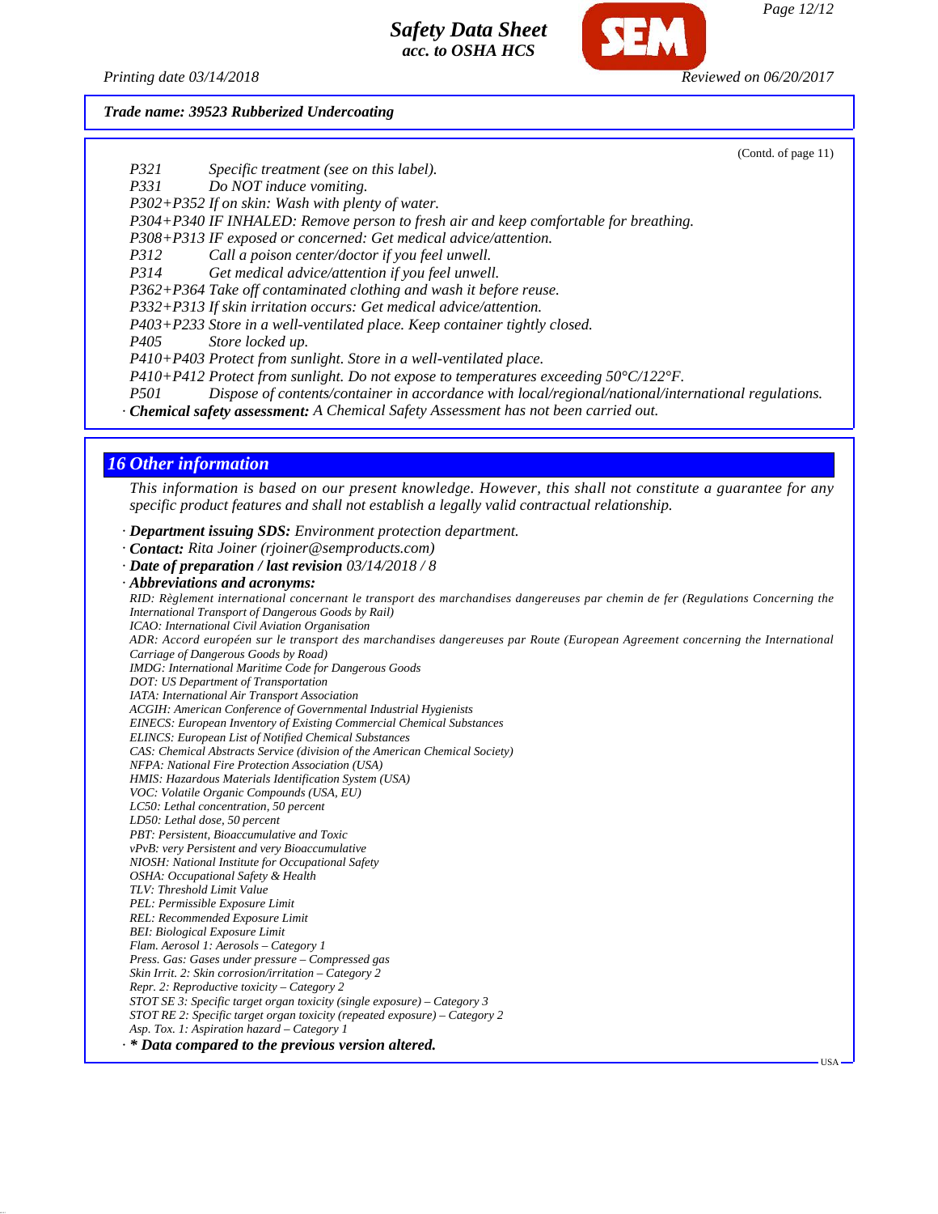Trade name: 39523 Rubberized Undercoating

(Contd. of page 11)

P321 Specific treatment (see on this label).
P331 Do NOT induce vomiting.
P302+P352 If on skin: Wash with plenty of water.
P304+P340 IF INHALED: Remove person to fresh air and keep comfortable for breathing.
P308+P313 IF exposed or concerned: Get medical advice/attention.
P312 Call a poison center/doctor if you feel unwell.
P314 Get medical advice/attention if you feel unwell.
P362+P364 Take off contaminated clothing and wash it before reuse.
P332+P313 If skin irritation occurs: Get medical advice/attention.
P403+P233 Store in a well-ventilated place. Keep container tightly closed.
P405 Store locked up.
P410+P403 Protect from sunlight. Store in a well-ventilated place.
P410+P412 Protect from sunlight. Do not expose to temperatures exceeding 50°C/122°F.
P501 Dispose of contents/container in accordance with local/regional/national/international regulations.

· **Chemical safety assessment:** A Chemical Safety Assessment has not been carried out.

## 16 Other information

This information is based on our present knowledge. However, this shall not constitute a guarantee for any specific product features and shall not establish a legally valid contractual relationship.

· **Department issuing SDS:** Environment protection department.
· **Contact:** Rita Joiner (rjoiner@semproducts.com)
· **Date of preparation / last revision** 03/14/2018 / 8
· **Abbreviations and acronyms:**

RID: Règlement international concernant le transport des marchandises dangereuses par chemin de fer (Regulations Concerning the International Transport of Dangerous Goods by Rail)
ICAO: International Civil Aviation Organisation
ADR: Accord européen sur le transport des marchandises dangereuses par Route (European Agreement concerning the International Carriage of Dangerous Goods by Road)
IMDG: International Maritime Code for Dangerous Goods
DOT: US Department of Transportation
IATA: International Air Transport Association
ACGIH: American Conference of Governmental Industrial Hygienists
EINECS: European Inventory of Existing Commercial Chemical Substances
ELINCS: European List of Notified Chemical Substances
CAS: Chemical Abstracts Service (division of the American Chemical Society)
NFPA: National Fire Protection Association (USA)
HMIS: Hazardous Materials Identification System (USA)
VOC: Volatile Organic Compounds (USA, EU)
LC50: Lethal concentration, 50 percent
LD50: Lethal dose, 50 percent
PBT: Persistent, Bioaccumulative and Toxic
vPvB: very Persistent and very Bioaccumulative
NIOSH: National Institute for Occupational Safety
OSHA: Occupational Safety & Health
TLV: Threshold Limit Value
PEL: Permissible Exposure Limit
REL: Recommended Exposure Limit
BEI: Biological Exposure Limit
Flam. Aerosol 1: Aerosols – Category 1
Press. Gas: Gases under pressure – Compressed gas
Skin Irrit. 2: Skin corrosion/irritation – Category 2
Repr. 2: Reproductive toxicity – Category 2
STOT SE 3: Specific target organ toxicity (single exposure) – Category 3
STOT RE 2: Specific target organ toxicity (repeated exposure) – Category 2
Asp. Tox. 1: Aspiration hazard – Category 1

· **\* Data compared to the previous version altered.**